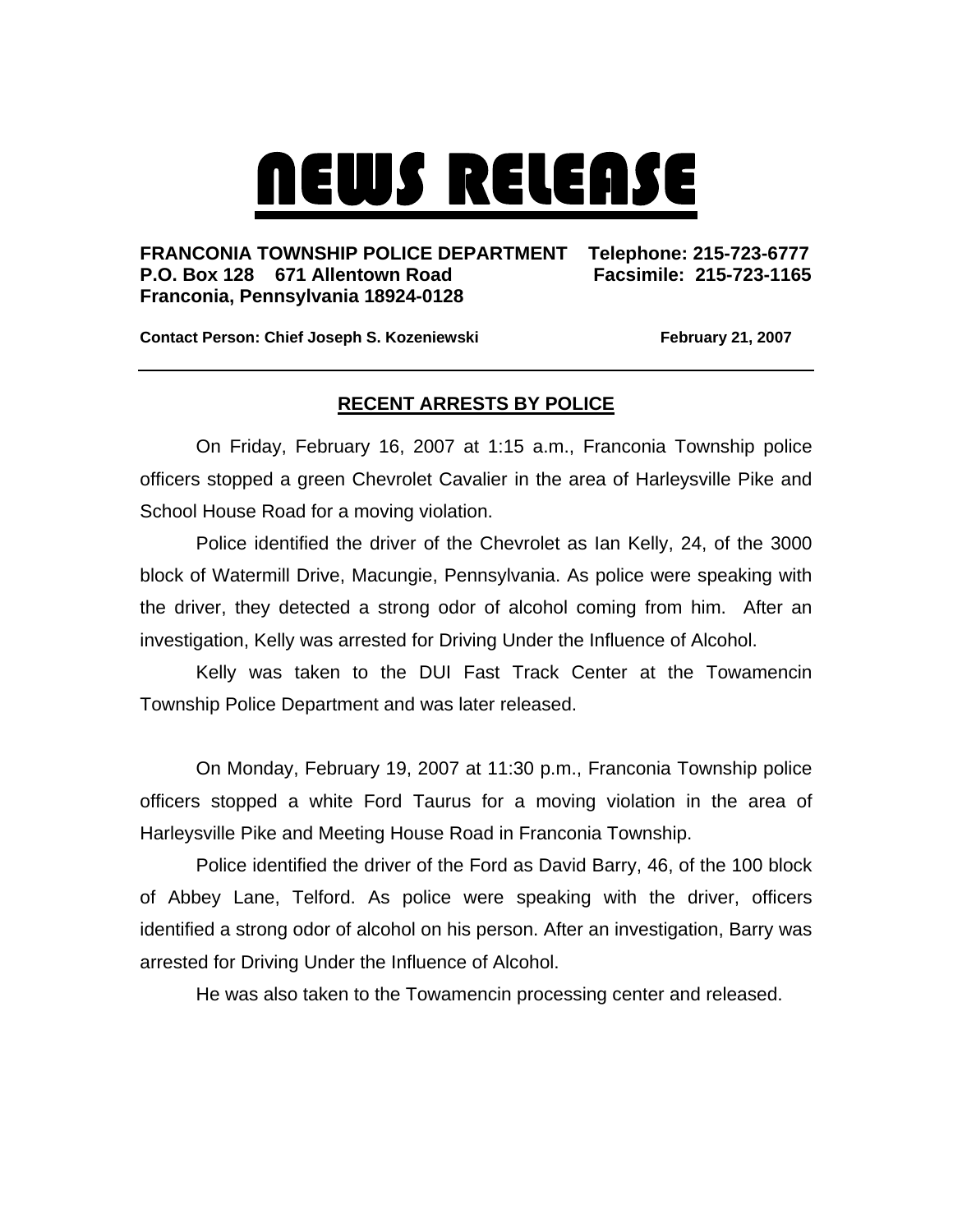# NEWS RELEASE

**FRANCONIA TOWNSHIP POLICE DEPARTMENT** **Telephone: 215-723-6777**
**P.O. Box 128 671 Allentown Road** **Facsimile: 215-723-1165**
**Franconia, Pennsylvania 18924-0128**

**Contact Person: Chief Joseph S. Kozeniewski** **February 21, 2007**

---

## RECENT ARRESTS BY POLICE

On Friday, February 16, 2007 at 1:15 a.m., Franconia Township police officers stopped a green Chevrolet Cavalier in the area of Harleysville Pike and School House Road for a moving violation.

Police identified the driver of the Chevrolet as Ian Kelly, 24, of the 3000 block of Watermill Drive, Macungie, Pennsylvania. As police were speaking with the driver, they detected a strong odor of alcohol coming from him. After an investigation, Kelly was arrested for Driving Under the Influence of Alcohol.

Kelly was taken to the DUI Fast Track Center at the Towamencin Township Police Department and was later released.

On Monday, February 19, 2007 at 11:30 p.m., Franconia Township police officers stopped a white Ford Taurus for a moving violation in the area of Harleysville Pike and Meeting House Road in Franconia Township.

Police identified the driver of the Ford as David Barry, 46, of the 100 block of Abbey Lane, Telford. As police were speaking with the driver, officers identified a strong odor of alcohol on his person. After an investigation, Barry was arrested for Driving Under the Influence of Alcohol.

He was also taken to the Towamencin processing center and released.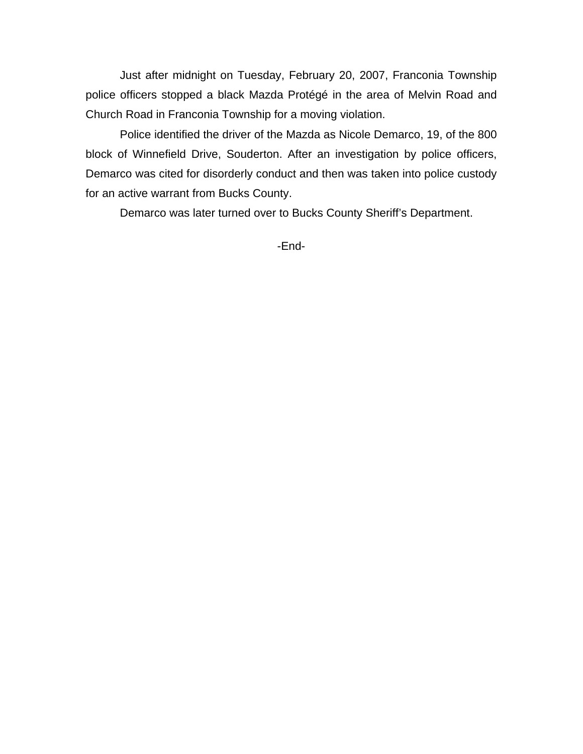Just after midnight on Tuesday, February 20, 2007, Franconia Township police officers stopped a black Mazda Protégé in the area of Melvin Road and Church Road in Franconia Township for a moving violation.

Police identified the driver of the Mazda as Nicole Demarco, 19, of the 800 block of Winnefield Drive, Souderton. After an investigation by police officers, Demarco was cited for disorderly conduct and then was taken into police custody for an active warrant from Bucks County.

Demarco was later turned over to Bucks County Sheriff's Department.

-End-